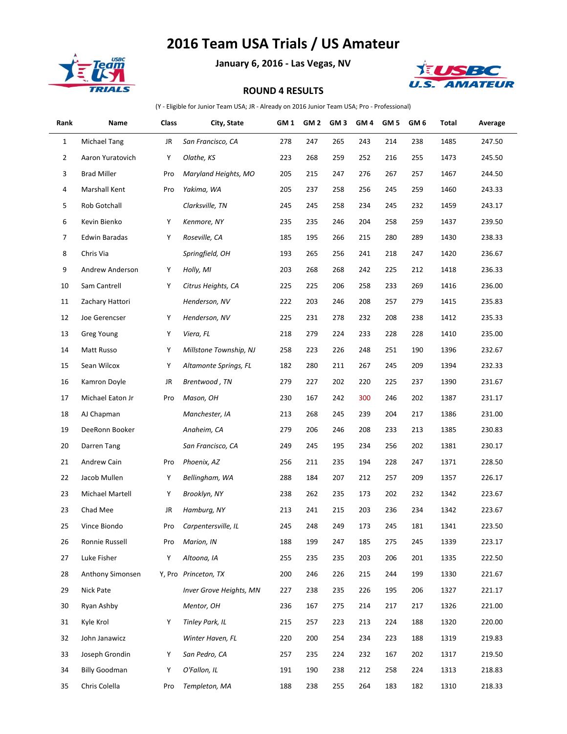# 2016 Team USA Trials / US Amateur

**January 6, 2016 - Las Vegas, NV**

### ROUND 4 RESULTS

(Y - Eligible for Junior Team USA; JR - Already on 2016 Junior Team USA; Pro - Professional)

| Rank | Name | Class | City, State | GM 1 | GM 2 | GM 3 | GM 4 | GM 5 | GM 6 | Total | Average |
|---|---|---|---|---|---|---|---|---|---|---|---|
| 1 | Michael Tang | JR | *San Francisco, CA* | 278 | 247 | 265 | 243 | 214 | 238 | 1485 | 247.50 |
| 2 | Aaron Yuratovich | Y | *Olathe, KS* | 223 | 268 | 259 | 252 | 216 | 255 | 1473 | 245.50 |
| 3 | Brad Miller | Pro | *Maryland Heights, MO* | 205 | 215 | 247 | 276 | 267 | 257 | 1467 | 244.50 |
| 4 | Marshall Kent | Pro | *Yakima, WA* | 205 | 237 | 258 | 256 | 245 | 259 | 1460 | 243.33 |
| 5 | Rob Gotchall | | *Clarksville, TN* | 245 | 245 | 258 | 234 | 245 | 232 | 1459 | 243.17 |
| 6 | Kevin Bienko | Y | *Kenmore, NY* | 235 | 235 | 246 | 204 | 258 | 259 | 1437 | 239.50 |
| 7 | Edwin Baradas | Y | *Roseville, CA* | 185 | 195 | 266 | 215 | 280 | 289 | 1430 | 238.33 |
| 8 | Chris Via | | *Springfield, OH* | 193 | 265 | 256 | 241 | 218 | 247 | 1420 | 236.67 |
| 9 | Andrew Anderson | Y | *Holly, MI* | 203 | 268 | 268 | 242 | 225 | 212 | 1418 | 236.33 |
| 10 | Sam Cantrell | Y | *Citrus Heights, CA* | 225 | 225 | 206 | 258 | 233 | 269 | 1416 | 236.00 |
| 11 | Zachary Hattori | | *Henderson, NV* | 222 | 203 | 246 | 208 | 257 | 279 | 1415 | 235.83 |
| 12 | Joe Gerencser | Y | *Henderson, NV* | 225 | 231 | 278 | 232 | 208 | 238 | 1412 | 235.33 |
| 13 | Greg Young | Y | *Viera, FL* | 218 | 279 | 224 | 233 | 228 | 228 | 1410 | 235.00 |
| 14 | Matt Russo | Y | *Millstone Township, NJ* | 258 | 223 | 226 | 248 | 251 | 190 | 1396 | 232.67 |
| 15 | Sean Wilcox | Y | *Altamonte Springs, FL* | 182 | 280 | 211 | 267 | 245 | 209 | 1394 | 232.33 |
| 16 | Kamron Doyle | JR | *Brentwood , TN* | 279 | 227 | 202 | 220 | 225 | 237 | 1390 | 231.67 |
| 17 | Michael Eaton Jr | Pro | *Mason, OH* | 230 | 167 | 242 | 300 | 246 | 202 | 1387 | 231.17 |
| 18 | AJ Chapman | | *Manchester, IA* | 213 | 268 | 245 | 239 | 204 | 217 | 1386 | 231.00 |
| 19 | DeeRonn Booker | | *Anaheim, CA* | 279 | 206 | 246 | 208 | 233 | 213 | 1385 | 230.83 |
| 20 | Darren Tang | | *San Francisco, CA* | 249 | 245 | 195 | 234 | 256 | 202 | 1381 | 230.17 |
| 21 | Andrew Cain | Pro | *Phoenix, AZ* | 256 | 211 | 235 | 194 | 228 | 247 | 1371 | 228.50 |
| 22 | Jacob Mullen | Y | *Bellingham, WA* | 288 | 184 | 207 | 212 | 257 | 209 | 1357 | 226.17 |
| 23 | Michael Martell | Y | *Brooklyn, NY* | 238 | 262 | 235 | 173 | 202 | 232 | 1342 | 223.67 |
| 23 | Chad Mee | JR | *Hamburg, NY* | 213 | 241 | 215 | 203 | 236 | 234 | 1342 | 223.67 |
| 25 | Vince Biondo | Pro | *Carpentersville, IL* | 245 | 248 | 249 | 173 | 245 | 181 | 1341 | 223.50 |
| 26 | Ronnie Russell | Pro | *Marion, IN* | 188 | 199 | 247 | 185 | 275 | 245 | 1339 | 223.17 |
| 27 | Luke Fisher | Y | *Altoona, IA* | 255 | 235 | 235 | 203 | 206 | 201 | 1335 | 222.50 |
| 28 | Anthony Simonsen | Y, Pro | *Princeton, TX* | 200 | 246 | 226 | 215 | 244 | 199 | 1330 | 221.67 |
| 29 | Nick Pate | | *Inver Grove Heights, MN* | 227 | 238 | 235 | 226 | 195 | 206 | 1327 | 221.17 |
| 30 | Ryan Ashby | | *Mentor, OH* | 236 | 167 | 275 | 214 | 217 | 217 | 1326 | 221.00 |
| 31 | Kyle Krol | Y | *Tinley Park, IL* | 215 | 257 | 223 | 213 | 224 | 188 | 1320 | 220.00 |
| 32 | John Janawicz | | *Winter Haven, FL* | 220 | 200 | 254 | 234 | 223 | 188 | 1319 | 219.83 |
| 33 | Joseph Grondin | Y | *San Pedro, CA* | 257 | 235 | 224 | 232 | 167 | 202 | 1317 | 219.50 |
| 34 | Billy Goodman | Y | *O'Fallon, IL* | 191 | 190 | 238 | 212 | 258 | 224 | 1313 | 218.83 |
| 35 | Chris Colella | Pro | *Templeton, MA* | 188 | 238 | 255 | 264 | 183 | 182 | 1310 | 218.33 |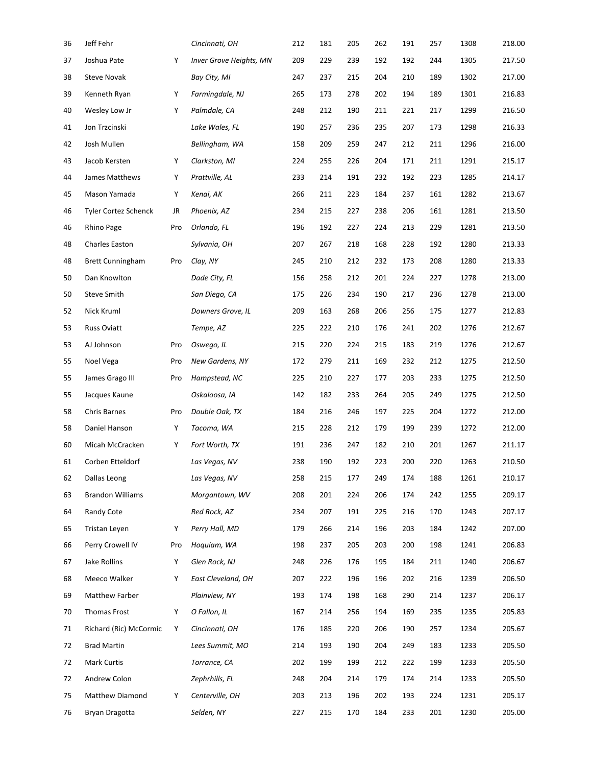| | | | | | | | | | | | |
|---|---|---|---|---|---|---|---|---|---|---|---|
| 36 | Jeff Fehr | | *Cincinnati, OH* | 212 | 181 | 205 | 262 | 191 | 257 | 1308 | 218.00 |
| 37 | Joshua Pate | Y | *Inver Grove Heights, MN* | 209 | 229 | 239 | 192 | 192 | 244 | 1305 | 217.50 |
| 38 | Steve Novak | | *Bay City, MI* | 247 | 237 | 215 | 204 | 210 | 189 | 1302 | 217.00 |
| 39 | Kenneth Ryan | Y | *Farmingdale, NJ* | 265 | 173 | 278 | 202 | 194 | 189 | 1301 | 216.83 |
| 40 | Wesley Low Jr | Y | *Palmdale, CA* | 248 | 212 | 190 | 211 | 221 | 217 | 1299 | 216.50 |
| 41 | Jon Trzcinski | | *Lake Wales, FL* | 190 | 257 | 236 | 235 | 207 | 173 | 1298 | 216.33 |
| 42 | Josh Mullen | | *Bellingham, WA* | 158 | 209 | 259 | 247 | 212 | 211 | 1296 | 216.00 |
| 43 | Jacob Kersten | Y | *Clarkston, MI* | 224 | 255 | 226 | 204 | 171 | 211 | 1291 | 215.17 |
| 44 | James Matthews | Y | *Prattville, AL* | 233 | 214 | 191 | 232 | 192 | 223 | 1285 | 214.17 |
| 45 | Mason Yamada | Y | *Kenai, AK* | 266 | 211 | 223 | 184 | 237 | 161 | 1282 | 213.67 |
| 46 | Tyler Cortez Schenck | JR | *Phoenix, AZ* | 234 | 215 | 227 | 238 | 206 | 161 | 1281 | 213.50 |
| 46 | Rhino Page | Pro | *Orlando, FL* | 196 | 192 | 227 | 224 | 213 | 229 | 1281 | 213.50 |
| 48 | Charles Easton | | *Sylvania, OH* | 207 | 267 | 218 | 168 | 228 | 192 | 1280 | 213.33 |
| 48 | Brett Cunningham | Pro | *Clay, NY* | 245 | 210 | 212 | 232 | 173 | 208 | 1280 | 213.33 |
| 50 | Dan Knowlton | | *Dade City, FL* | 156 | 258 | 212 | 201 | 224 | 227 | 1278 | 213.00 |
| 50 | Steve Smith | | *San Diego, CA* | 175 | 226 | 234 | 190 | 217 | 236 | 1278 | 213.00 |
| 52 | Nick Kruml | | *Downers Grove, IL* | 209 | 163 | 268 | 206 | 256 | 175 | 1277 | 212.83 |
| 53 | Russ Oviatt | | *Tempe, AZ* | 225 | 222 | 210 | 176 | 241 | 202 | 1276 | 212.67 |
| 53 | AJ Johnson | Pro | *Oswego, IL* | 215 | 220 | 224 | 215 | 183 | 219 | 1276 | 212.67 |
| 55 | Noel Vega | Pro | *New Gardens, NY* | 172 | 279 | 211 | 169 | 232 | 212 | 1275 | 212.50 |
| 55 | James Grago III | Pro | *Hampstead, NC* | 225 | 210 | 227 | 177 | 203 | 233 | 1275 | 212.50 |
| 55 | Jacques Kaune | | *Oskaloosa, IA* | 142 | 182 | 233 | 264 | 205 | 249 | 1275 | 212.50 |
| 58 | Chris Barnes | Pro | *Double Oak, TX* | 184 | 216 | 246 | 197 | 225 | 204 | 1272 | 212.00 |
| 58 | Daniel Hanson | Y | *Tacoma, WA* | 215 | 228 | 212 | 179 | 199 | 239 | 1272 | 212.00 |
| 60 | Micah McCracken | Y | *Fort Worth, TX* | 191 | 236 | 247 | 182 | 210 | 201 | 1267 | 211.17 |
| 61 | Corben Etteldorf | | *Las Vegas, NV* | 238 | 190 | 192 | 223 | 200 | 220 | 1263 | 210.50 |
| 62 | Dallas Leong | | *Las Vegas, NV* | 258 | 215 | 177 | 249 | 174 | 188 | 1261 | 210.17 |
| 63 | Brandon Williams | | *Morgantown, WV* | 208 | 201 | 224 | 206 | 174 | 242 | 1255 | 209.17 |
| 64 | Randy Cote | | *Red Rock, AZ* | 234 | 207 | 191 | 225 | 216 | 170 | 1243 | 207.17 |
| 65 | Tristan Leyen | Y | *Perry Hall, MD* | 179 | 266 | 214 | 196 | 203 | 184 | 1242 | 207.00 |
| 66 | Perry Crowell IV | Pro | *Hoquiam, WA* | 198 | 237 | 205 | 203 | 200 | 198 | 1241 | 206.83 |
| 67 | Jake Rollins | Y | *Glen Rock, NJ* | 248 | 226 | 176 | 195 | 184 | 211 | 1240 | 206.67 |
| 68 | Meeco Walker | Y | *East Cleveland, OH* | 207 | 222 | 196 | 196 | 202 | 216 | 1239 | 206.50 |
| 69 | Matthew Farber | | *Plainview, NY* | 193 | 174 | 198 | 168 | 290 | 214 | 1237 | 206.17 |
| 70 | Thomas Frost | Y | *O Fallon, IL* | 167 | 214 | 256 | 194 | 169 | 235 | 1235 | 205.83 |
| 71 | Richard (Ric) McCormic | Y | *Cincinnati, OH* | 176 | 185 | 220 | 206 | 190 | 257 | 1234 | 205.67 |
| 72 | Brad Martin | | *Lees Summit, MO* | 214 | 193 | 190 | 204 | 249 | 183 | 1233 | 205.50 |
| 72 | Mark Curtis | | *Torrance, CA* | 202 | 199 | 199 | 212 | 222 | 199 | 1233 | 205.50 |
| 72 | Andrew Colon | | *Zephrhills, FL* | 248 | 204 | 214 | 179 | 174 | 214 | 1233 | 205.50 |
| 75 | Matthew Diamond | Y | *Centerville, OH* | 203 | 213 | 196 | 202 | 193 | 224 | 1231 | 205.17 |
| 76 | Bryan Dragotta | | *Selden, NY* | 227 | 215 | 170 | 184 | 233 | 201 | 1230 | 205.00 |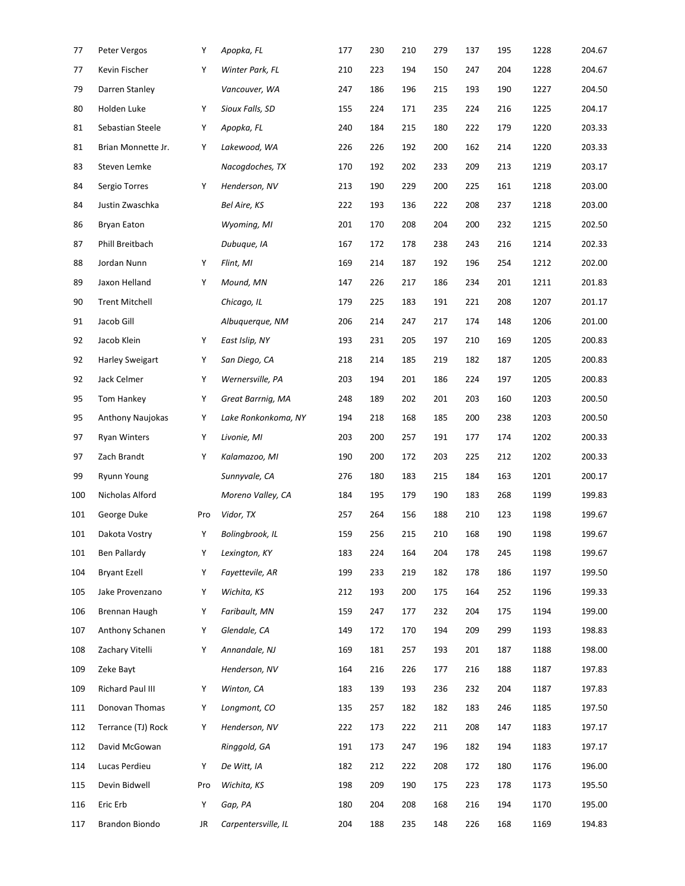| | | | | | | | | | | | |
|---|---|---|---|---|---|---|---|---|---|---|---|
| 77 | Peter Vergos | Y | *Apopka, FL* | 177 | 230 | 210 | 279 | 137 | 195 | 1228 | 204.67 |
| 77 | Kevin Fischer | Y | *Winter Park, FL* | 210 | 223 | 194 | 150 | 247 | 204 | 1228 | 204.67 |
| 79 | Darren Stanley | | *Vancouver, WA* | 247 | 186 | 196 | 215 | 193 | 190 | 1227 | 204.50 |
| 80 | Holden Luke | Y | *Sioux Falls, SD* | 155 | 224 | 171 | 235 | 224 | 216 | 1225 | 204.17 |
| 81 | Sebastian Steele | Y | *Apopka, FL* | 240 | 184 | 215 | 180 | 222 | 179 | 1220 | 203.33 |
| 81 | Brian Monnette Jr. | Y | *Lakewood, WA* | 226 | 226 | 192 | 200 | 162 | 214 | 1220 | 203.33 |
| 83 | Steven Lemke | | *Nacogdoches, TX* | 170 | 192 | 202 | 233 | 209 | 213 | 1219 | 203.17 |
| 84 | Sergio Torres | Y | *Henderson, NV* | 213 | 190 | 229 | 200 | 225 | 161 | 1218 | 203.00 |
| 84 | Justin Zwaschka | | *Bel Aire, KS* | 222 | 193 | 136 | 222 | 208 | 237 | 1218 | 203.00 |
| 86 | Bryan Eaton | | *Wyoming, MI* | 201 | 170 | 208 | 204 | 200 | 232 | 1215 | 202.50 |
| 87 | Phill Breitbach | | *Dubuque, IA* | 167 | 172 | 178 | 238 | 243 | 216 | 1214 | 202.33 |
| 88 | Jordan Nunn | Y | *Flint, MI* | 169 | 214 | 187 | 192 | 196 | 254 | 1212 | 202.00 |
| 89 | Jaxon Helland | Y | *Mound, MN* | 147 | 226 | 217 | 186 | 234 | 201 | 1211 | 201.83 |
| 90 | Trent Mitchell | | *Chicago, IL* | 179 | 225 | 183 | 191 | 221 | 208 | 1207 | 201.17 |
| 91 | Jacob Gill | | *Albuquerque, NM* | 206 | 214 | 247 | 217 | 174 | 148 | 1206 | 201.00 |
| 92 | Jacob Klein | Y | *East Islip, NY* | 193 | 231 | 205 | 197 | 210 | 169 | 1205 | 200.83 |
| 92 | Harley Sweigart | Y | *San Diego, CA* | 218 | 214 | 185 | 219 | 182 | 187 | 1205 | 200.83 |
| 92 | Jack Celmer | Y | *Wernersville, PA* | 203 | 194 | 201 | 186 | 224 | 197 | 1205 | 200.83 |
| 95 | Tom Hankey | Y | *Great Barrnig, MA* | 248 | 189 | 202 | 201 | 203 | 160 | 1203 | 200.50 |
| 95 | Anthony Naujokas | Y | *Lake Ronkonkoma, NY* | 194 | 218 | 168 | 185 | 200 | 238 | 1203 | 200.50 |
| 97 | Ryan Winters | Y | *Livonie, MI* | 203 | 200 | 257 | 191 | 177 | 174 | 1202 | 200.33 |
| 97 | Zach Brandt | Y | *Kalamazoo, MI* | 190 | 200 | 172 | 203 | 225 | 212 | 1202 | 200.33 |
| 99 | Ryunn Young | | *Sunnyvale, CA* | 276 | 180 | 183 | 215 | 184 | 163 | 1201 | 200.17 |
| 100 | Nicholas Alford | | *Moreno Valley, CA* | 184 | 195 | 179 | 190 | 183 | 268 | 1199 | 199.83 |
| 101 | George Duke | Pro | *Vidor, TX* | 257 | 264 | 156 | 188 | 210 | 123 | 1198 | 199.67 |
| 101 | Dakota Vostry | Y | *Bolingbrook, IL* | 159 | 256 | 215 | 210 | 168 | 190 | 1198 | 199.67 |
| 101 | Ben Pallardy | Y | *Lexington, KY* | 183 | 224 | 164 | 204 | 178 | 245 | 1198 | 199.67 |
| 104 | Bryant Ezell | Y | *Fayettevile, AR* | 199 | 233 | 219 | 182 | 178 | 186 | 1197 | 199.50 |
| 105 | Jake Provenzano | Y | *Wichita, KS* | 212 | 193 | 200 | 175 | 164 | 252 | 1196 | 199.33 |
| 106 | Brennan Haugh | Y | *Faribault, MN* | 159 | 247 | 177 | 232 | 204 | 175 | 1194 | 199.00 |
| 107 | Anthony Schanen | Y | *Glendale, CA* | 149 | 172 | 170 | 194 | 209 | 299 | 1193 | 198.83 |
| 108 | Zachary Vitelli | Y | *Annandale, NJ* | 169 | 181 | 257 | 193 | 201 | 187 | 1188 | 198.00 |
| 109 | Zeke Bayt | | *Henderson, NV* | 164 | 216 | 226 | 177 | 216 | 188 | 1187 | 197.83 |
| 109 | Richard Paul III | Y | *Winton, CA* | 183 | 139 | 193 | 236 | 232 | 204 | 1187 | 197.83 |
| 111 | Donovan Thomas | Y | *Longmont, CO* | 135 | 257 | 182 | 182 | 183 | 246 | 1185 | 197.50 |
| 112 | Terrance (TJ) Rock | Y | *Henderson, NV* | 222 | 173 | 222 | 211 | 208 | 147 | 1183 | 197.17 |
| 112 | David McGowan | | *Ringgold, GA* | 191 | 173 | 247 | 196 | 182 | 194 | 1183 | 197.17 |
| 114 | Lucas Perdieu | Y | *De Witt, IA* | 182 | 212 | 222 | 208 | 172 | 180 | 1176 | 196.00 |
| 115 | Devin Bidwell | Pro | *Wichita, KS* | 198 | 209 | 190 | 175 | 223 | 178 | 1173 | 195.50 |
| 116 | Eric Erb | Y | *Gap, PA* | 180 | 204 | 208 | 168 | 216 | 194 | 1170 | 195.00 |
| 117 | Brandon Biondo | JR | *Carpentersville, IL* | 204 | 188 | 235 | 148 | 226 | 168 | 1169 | 194.83 |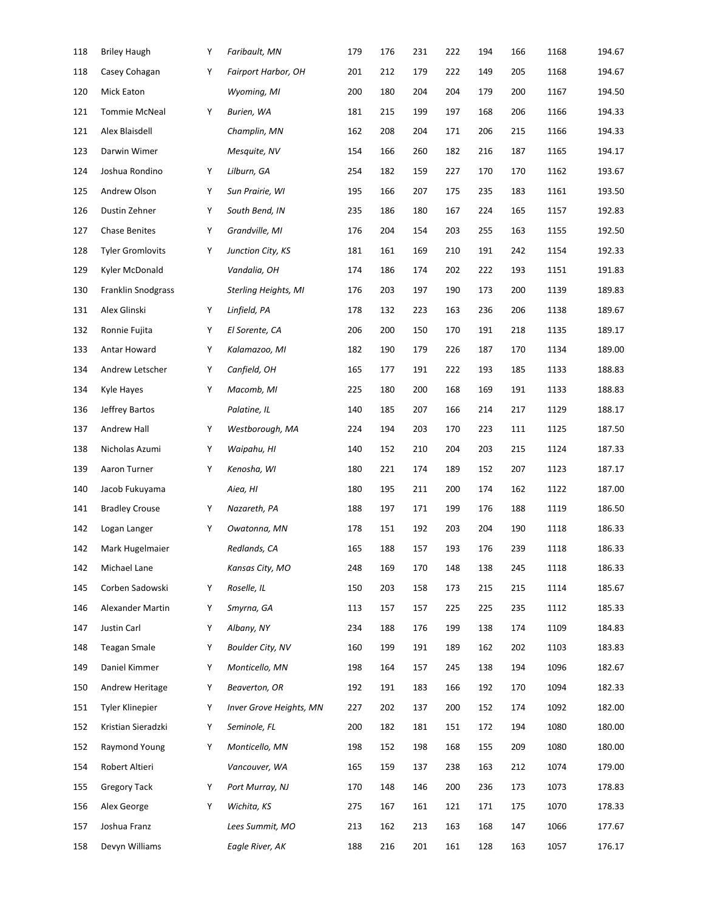| 118 | Briley Haugh | Y | *Faribault, MN* | 179 | 176 | 231 | 222 | 194 | 166 | 1168 | 194.67 |
|---|---|---|---|---|---|---|---|---|---|---|---|
| 118 | Casey Cohagan | Y | *Fairport Harbor, OH* | 201 | 212 | 179 | 222 | 149 | 205 | 1168 | 194.67 |
| 120 | Mick Eaton | | *Wyoming, MI* | 200 | 180 | 204 | 204 | 179 | 200 | 1167 | 194.50 |
| 121 | Tommie McNeal | Y | *Burien, WA* | 181 | 215 | 199 | 197 | 168 | 206 | 1166 | 194.33 |
| 121 | Alex Blaisdell | | *Champlin, MN* | 162 | 208 | 204 | 171 | 206 | 215 | 1166 | 194.33 |
| 123 | Darwin Wimer | | *Mesquite, NV* | 154 | 166 | 260 | 182 | 216 | 187 | 1165 | 194.17 |
| 124 | Joshua Rondino | Y | *Lilburn, GA* | 254 | 182 | 159 | 227 | 170 | 170 | 1162 | 193.67 |
| 125 | Andrew Olson | Y | *Sun Prairie, WI* | 195 | 166 | 207 | 175 | 235 | 183 | 1161 | 193.50 |
| 126 | Dustin Zehner | Y | *South Bend, IN* | 235 | 186 | 180 | 167 | 224 | 165 | 1157 | 192.83 |
| 127 | Chase Benites | Y | *Grandville, MI* | 176 | 204 | 154 | 203 | 255 | 163 | 1155 | 192.50 |
| 128 | Tyler Gromlovits | Y | *Junction City, KS* | 181 | 161 | 169 | 210 | 191 | 242 | 1154 | 192.33 |
| 129 | Kyler McDonald | | *Vandalia, OH* | 174 | 186 | 174 | 202 | 222 | 193 | 1151 | 191.83 |
| 130 | Franklin Snodgrass | | *Sterling Heights, MI* | 176 | 203 | 197 | 190 | 173 | 200 | 1139 | 189.83 |
| 131 | Alex Glinski | Y | *Linfield, PA* | 178 | 132 | 223 | 163 | 236 | 206 | 1138 | 189.67 |
| 132 | Ronnie Fujita | Y | *El Sorente, CA* | 206 | 200 | 150 | 170 | 191 | 218 | 1135 | 189.17 |
| 133 | Antar Howard | Y | *Kalamazoo, MI* | 182 | 190 | 179 | 226 | 187 | 170 | 1134 | 189.00 |
| 134 | Andrew Letscher | Y | *Canfield, OH* | 165 | 177 | 191 | 222 | 193 | 185 | 1133 | 188.83 |
| 134 | Kyle Hayes | Y | *Macomb, MI* | 225 | 180 | 200 | 168 | 169 | 191 | 1133 | 188.83 |
| 136 | Jeffrey Bartos | | *Palatine, IL* | 140 | 185 | 207 | 166 | 214 | 217 | 1129 | 188.17 |
| 137 | Andrew Hall | Y | *Westborough, MA* | 224 | 194 | 203 | 170 | 223 | 111 | 1125 | 187.50 |
| 138 | Nicholas Azumi | Y | *Waipahu, HI* | 140 | 152 | 210 | 204 | 203 | 215 | 1124 | 187.33 |
| 139 | Aaron Turner | Y | *Kenosha, WI* | 180 | 221 | 174 | 189 | 152 | 207 | 1123 | 187.17 |
| 140 | Jacob Fukuyama | | *Aiea, HI* | 180 | 195 | 211 | 200 | 174 | 162 | 1122 | 187.00 |
| 141 | Bradley Crouse | Y | *Nazareth, PA* | 188 | 197 | 171 | 199 | 176 | 188 | 1119 | 186.50 |
| 142 | Logan Langer | Y | *Owatonna, MN* | 178 | 151 | 192 | 203 | 204 | 190 | 1118 | 186.33 |
| 142 | Mark Hugelmaier | | *Redlands, CA* | 165 | 188 | 157 | 193 | 176 | 239 | 1118 | 186.33 |
| 142 | Michael Lane | | *Kansas City, MO* | 248 | 169 | 170 | 148 | 138 | 245 | 1118 | 186.33 |
| 145 | Corben Sadowski | Y | *Roselle, IL* | 150 | 203 | 158 | 173 | 215 | 215 | 1114 | 185.67 |
| 146 | Alexander Martin | Y | *Smyrna, GA* | 113 | 157 | 157 | 225 | 225 | 235 | 1112 | 185.33 |
| 147 | Justin Carl | Y | *Albany, NY* | 234 | 188 | 176 | 199 | 138 | 174 | 1109 | 184.83 |
| 148 | Teagan Smale | Y | *Boulder City, NV* | 160 | 199 | 191 | 189 | 162 | 202 | 1103 | 183.83 |
| 149 | Daniel Kimmer | Y | *Monticello, MN* | 198 | 164 | 157 | 245 | 138 | 194 | 1096 | 182.67 |
| 150 | Andrew Heritage | Y | *Beaverton, OR* | 192 | 191 | 183 | 166 | 192 | 170 | 1094 | 182.33 |
| 151 | Tyler Klinepier | Y | *Inver Grove Heights, MN* | 227 | 202 | 137 | 200 | 152 | 174 | 1092 | 182.00 |
| 152 | Kristian Sieradzki | Y | *Seminole, FL* | 200 | 182 | 181 | 151 | 172 | 194 | 1080 | 180.00 |
| 152 | Raymond Young | Y | *Monticello, MN* | 198 | 152 | 198 | 168 | 155 | 209 | 1080 | 180.00 |
| 154 | Robert Altieri | | *Vancouver, WA* | 165 | 159 | 137 | 238 | 163 | 212 | 1074 | 179.00 |
| 155 | Gregory Tack | Y | *Port Murray, NJ* | 170 | 148 | 146 | 200 | 236 | 173 | 1073 | 178.83 |
| 156 | Alex George | Y | *Wichita, KS* | 275 | 167 | 161 | 121 | 171 | 175 | 1070 | 178.33 |
| 157 | Joshua Franz | | *Lees Summit, MO* | 213 | 162 | 213 | 163 | 168 | 147 | 1066 | 177.67 |
| 158 | Devyn Williams | | *Eagle River, AK* | 188 | 216 | 201 | 161 | 128 | 163 | 1057 | 176.17 |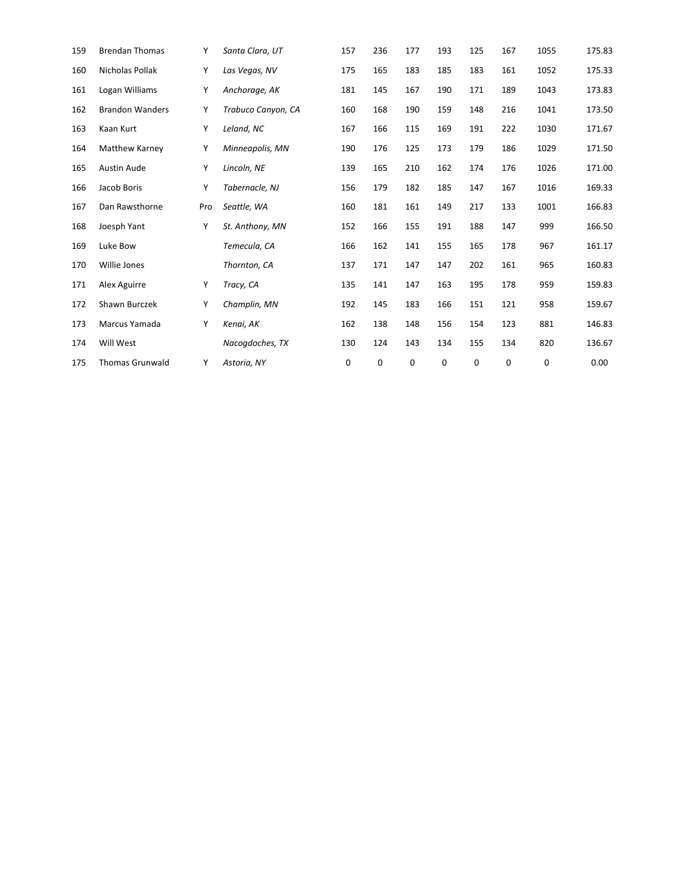| | | | | | | | | | | | |
|---|---|---|---|---|---|---|---|---|---|---|---|
| 159 | Brendan Thomas | Y | *Santa Clara, UT* | 157 | 236 | 177 | 193 | 125 | 167 | 1055 | 175.83 |
| 160 | Nicholas Pollak | Y | *Las Vegas, NV* | 175 | 165 | 183 | 185 | 183 | 161 | 1052 | 175.33 |
| 161 | Logan Williams | Y | *Anchorage, AK* | 181 | 145 | 167 | 190 | 171 | 189 | 1043 | 173.83 |
| 162 | Brandon Wanders | Y | *Trabuco Canyon, CA* | 160 | 168 | 190 | 159 | 148 | 216 | 1041 | 173.50 |
| 163 | Kaan Kurt | Y | *Leland, NC* | 167 | 166 | 115 | 169 | 191 | 222 | 1030 | 171.67 |
| 164 | Matthew Karney | Y | *Minneapolis, MN* | 190 | 176 | 125 | 173 | 179 | 186 | 1029 | 171.50 |
| 165 | Austin Aude | Y | *Lincoln, NE* | 139 | 165 | 210 | 162 | 174 | 176 | 1026 | 171.00 |
| 166 | Jacob Boris | Y | *Tabernacle, NJ* | 156 | 179 | 182 | 185 | 147 | 167 | 1016 | 169.33 |
| 167 | Dan Rawsthorne | Pro | *Seattle, WA* | 160 | 181 | 161 | 149 | 217 | 133 | 1001 | 166.83 |
| 168 | Joesph Yant | Y | *St. Anthony, MN* | 152 | 166 | 155 | 191 | 188 | 147 | 999 | 166.50 |
| 169 | Luke Bow | | *Temecula, CA* | 166 | 162 | 141 | 155 | 165 | 178 | 967 | 161.17 |
| 170 | Willie Jones | | *Thornton, CA* | 137 | 171 | 147 | 147 | 202 | 161 | 965 | 160.83 |
| 171 | Alex Aguirre | Y | *Tracy, CA* | 135 | 141 | 147 | 163 | 195 | 178 | 959 | 159.83 |
| 172 | Shawn Burczek | Y | *Champlin, MN* | 192 | 145 | 183 | 166 | 151 | 121 | 958 | 159.67 |
| 173 | Marcus Yamada | Y | *Kenai, AK* | 162 | 138 | 148 | 156 | 154 | 123 | 881 | 146.83 |
| 174 | Will West | | *Nacogdoches, TX* | 130 | 124 | 143 | 134 | 155 | 134 | 820 | 136.67 |
| 175 | Thomas Grunwald | Y | *Astoria, NY* | 0 | 0 | 0 | 0 | 0 | 0 | 0 | 0.00 |